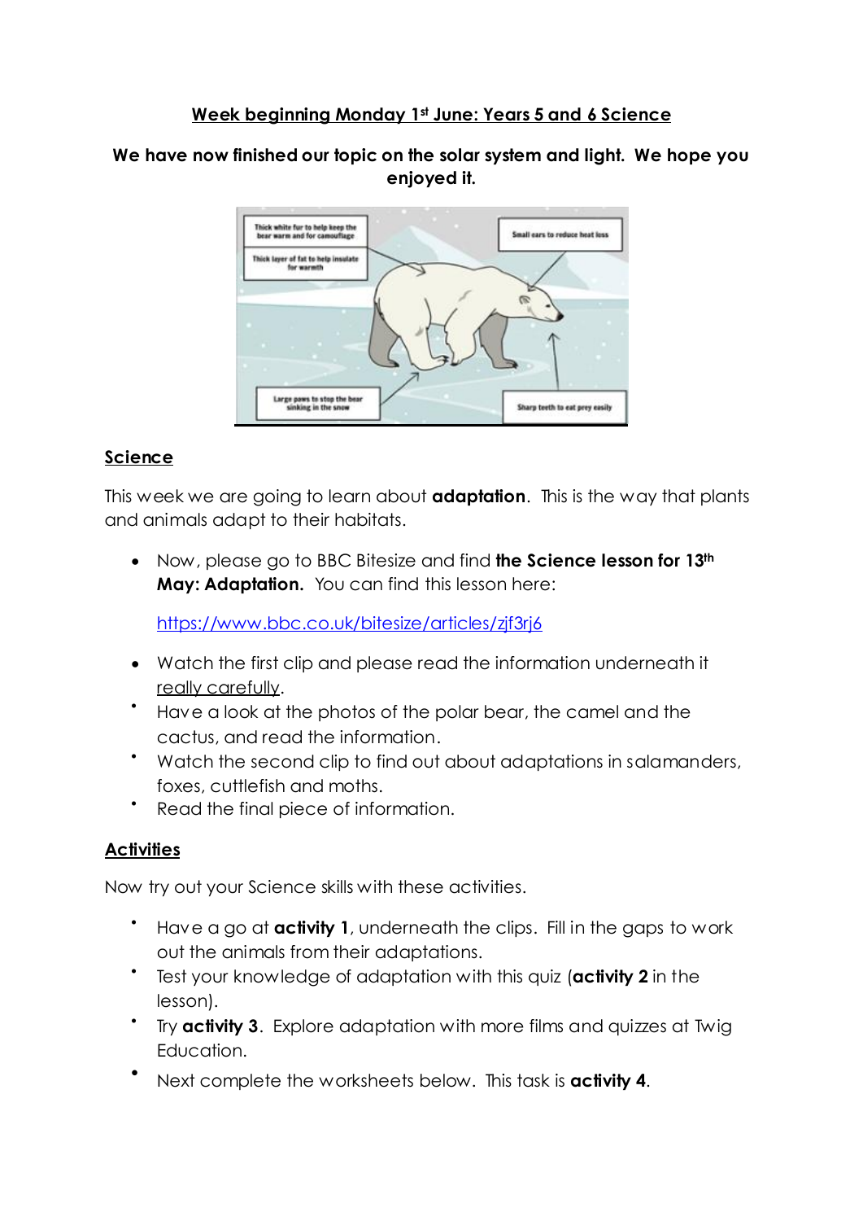**Week beginning Monday 1st June: Years 5 and 6 Science**

**We have now finished our topic on the solar system and light. We hope you enjoyed it.**

## Science

This week we are going to learn about **adaptation**. This is the way that plants and animals adapt to their habitats.

- Now, please go to BBC Bitesize and find **the Science lesson for 13th May: Adaptation.** You can find this lesson here:

  https://www.bbc.co.uk/bitesize/articles/zjf3rj6

- Watch the first clip and please read the information underneath it really carefully.
- Have a look at the photos of the polar bear, the camel and the cactus, and read the information.
- Watch the second clip to find out about adaptations in salamanders, foxes, cuttlefish and moths.
- Read the final piece of information.

## Activities

Now try out your Science skills with these activities.

- Have a go at **activity 1**, underneath the clips. Fill in the gaps to work out the animals from their adaptations.
- Test your knowledge of adaptation with this quiz (**activity 2** in the lesson).
- Try **activity 3**. Explore adaptation with more films and quizzes at Twig Education.
- Next complete the worksheets below. This task is **activity 4**.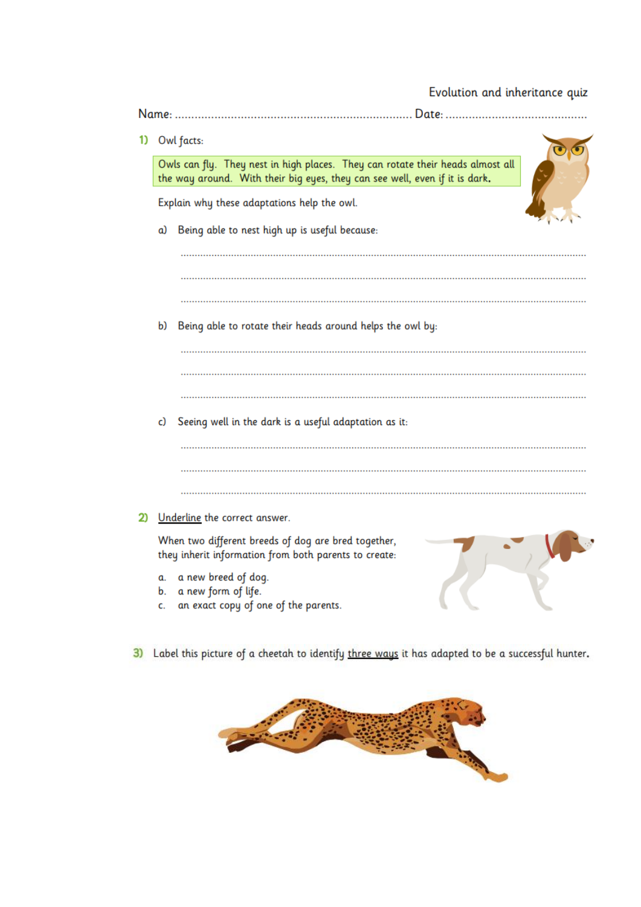Evolution and inheritance quiz

Name: ........................................................................ Date: ..........................................

**1)** Owl facts:

> Owls can fly. They nest in high places. They can rotate their heads almost all the way around. With their big eyes, they can see well, even if it is dark.

Explain why these adaptations help the owl.

a) Being able to nest high up is useful because:

..........................................................................................................................

..........................................................................................................................

..........................................................................................................................

b) Being able to rotate their heads around helps the owl by:

..........................................................................................................................

..........................................................................................................................

..........................................................................................................................

c) Seeing well in the dark is a useful adaptation as it:

..........................................................................................................................

..........................................................................................................................

..........................................................................................................................

**2)** Underline the correct answer.

When two different breeds of dog are bred together, they inherit information from both parents to create:

a. a new breed of dog.
b. a new form of life.
c. an exact copy of one of the parents.

**3)** Label this picture of a cheetah to identify three ways it has adapted to be a successful hunter.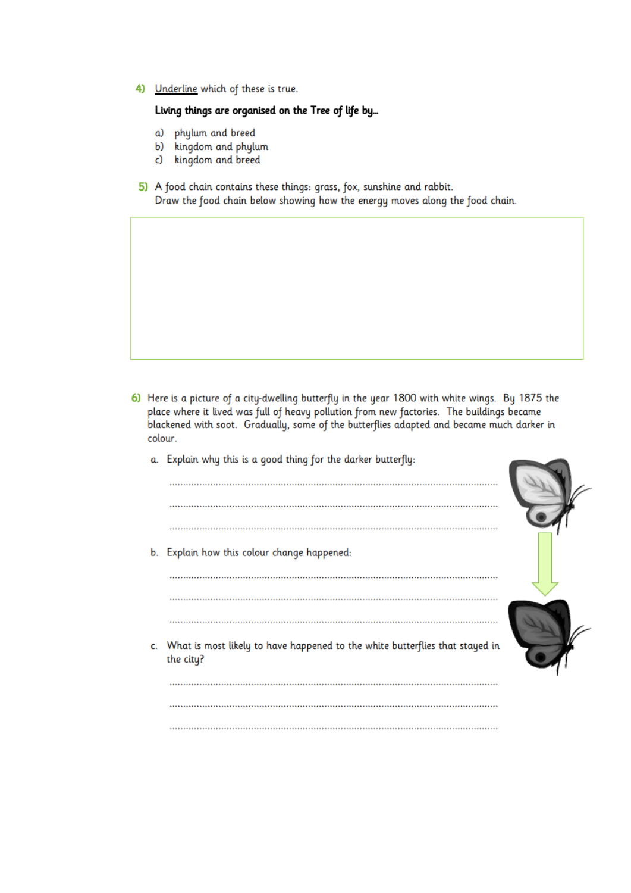4) Underline which of these is true.

**Living things are organised on the Tree of life by...**

a) phylum and breed
b) kingdom and phylum
c) kingdom and breed

5) A food chain contains these things: grass, fox, sunshine and rabbit.
Draw the food chain below showing how the energy moves along the food chain.

6) Here is a picture of a city-dwelling butterfly in the year 1800 with white wings. By 1875 the place where it lived was full of heavy pollution from new factories. The buildings became blackened with soot. Gradually, some of the butterflies adapted and became much darker in colour.

a. Explain why this is a good thing for the darker butterfly:

..............................................................................................................

..............................................................................................................

..............................................................................................................

b. Explain how this colour change happened:

..............................................................................................................

..............................................................................................................

..............................................................................................................

c. What is most likely to have happened to the white butterflies that stayed in the city?

..............................................................................................................

..............................................................................................................

..............................................................................................................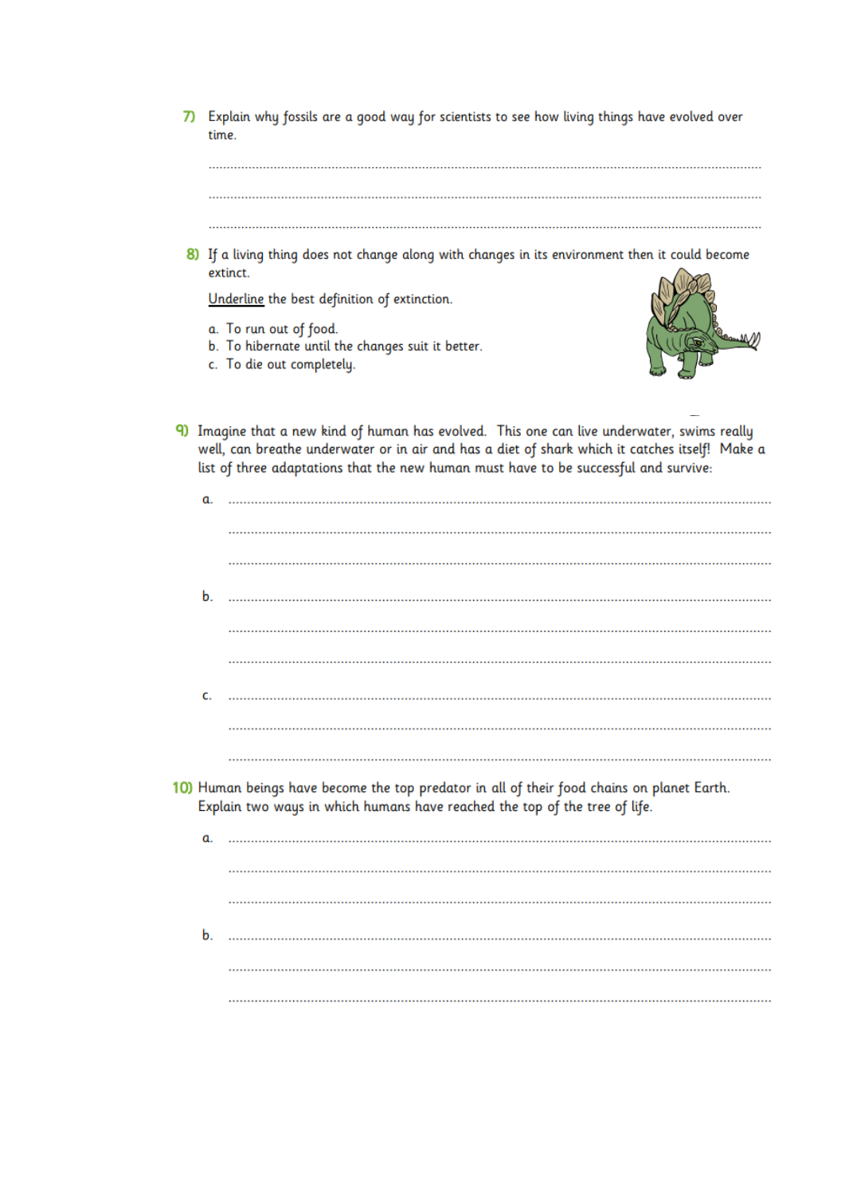7) Explain why fossils are a good way for scientists to see how living things have evolved over time.

..........................................................................................................................................

..........................................................................................................................................

..........................................................................................................................................

8) If a living thing does not change along with changes in its environment then it could become extinct.

Underline the best definition of extinction.

a. To run out of food.
b. To hibernate until the changes suit it better.
c. To die out completely.

9) Imagine that a new kind of human has evolved. This one can live underwater, swims really well, can breathe underwater or in air and has a diet of shark which it catches itself! Make a list of three adaptations that the new human must have to be successful and survive:

a. ..........................................................................................................................................

..........................................................................................................................................

..........................................................................................................................................

b. ..........................................................................................................................................

..........................................................................................................................................

..........................................................................................................................................

c. ..........................................................................................................................................

..........................................................................................................................................

..........................................................................................................................................

10) Human beings have become the top predator in all of their food chains on planet Earth. Explain two ways in which humans have reached the top of the tree of life.

a. ..........................................................................................................................................

..........................................................................................................................................

..........................................................................................................................................

b. ..........................................................................................................................................

..........................................................................................................................................

..........................................................................................................................................